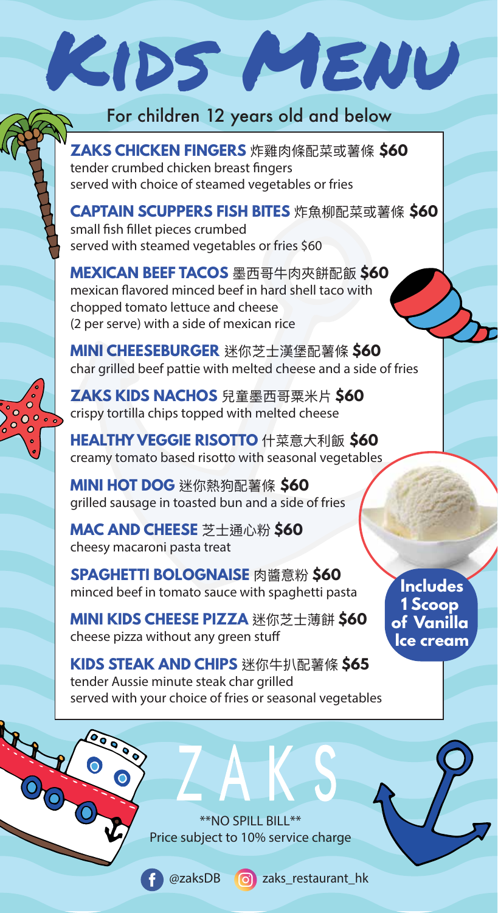# Kids Menu

## For children 12 years old and below

**ZAKS CHICKEN FINGERS** 炸雞肉條配菜或薯條 **$60**
tender crumbed chicken breast fingers
served with choice of steamed vegetables or fries

**CAPTAIN SCUPPERS FISH BITES** 炸魚柳配菜或薯條 **$60**
small fish fillet pieces crumbed
served with steamed vegetables or fries $60

**MEXICAN BEEF TACOS** 墨西哥牛肉夾餅配飯 **$60**
mexican flavored minced beef in hard shell taco with
chopped tomato lettuce and cheese
(2 per serve) with a side of mexican rice

**MINI CHEESEBURGER** 迷你芝士漢堡配薯條 **$60**
char grilled beef pattie with melted cheese and a side of fries

**ZAKS KIDS NACHOS** 兒童墨西哥粟米片 **$60**
crispy tortilla chips topped with melted cheese

**HEALTHY VEGGIE RISOTTO** 什菜意大利飯 **$60**
creamy tomato based risotto with seasonal vegetables

**MINI HOT DOG** 迷你熱狗配薯條 **$60**
grilled sausage in toasted bun and a side of fries

**MAC AND CHEESE** 芝士通心粉 **$60**
cheesy macaroni pasta treat

**SPAGHETTI BOLOGNAISE** 肉醬意粉 **$60**
minced beef in tomato sauce with spaghetti pasta

**MINI KIDS CHEESE PIZZA** 迷你芝士薄餅 **$60**
cheese pizza without any green stuff

**KIDS STEAK AND CHIPS** 迷你牛扒配薯條 **$65**
tender Aussie minute steak char grilled
served with your choice of fries or seasonal vegetables

**Includes 1 Scoop of Vanilla Ice cream**

ZAKS

**NO SPILL BILL**
Price subject to 10% service charge

@zaksDB zaks_restaurant_hk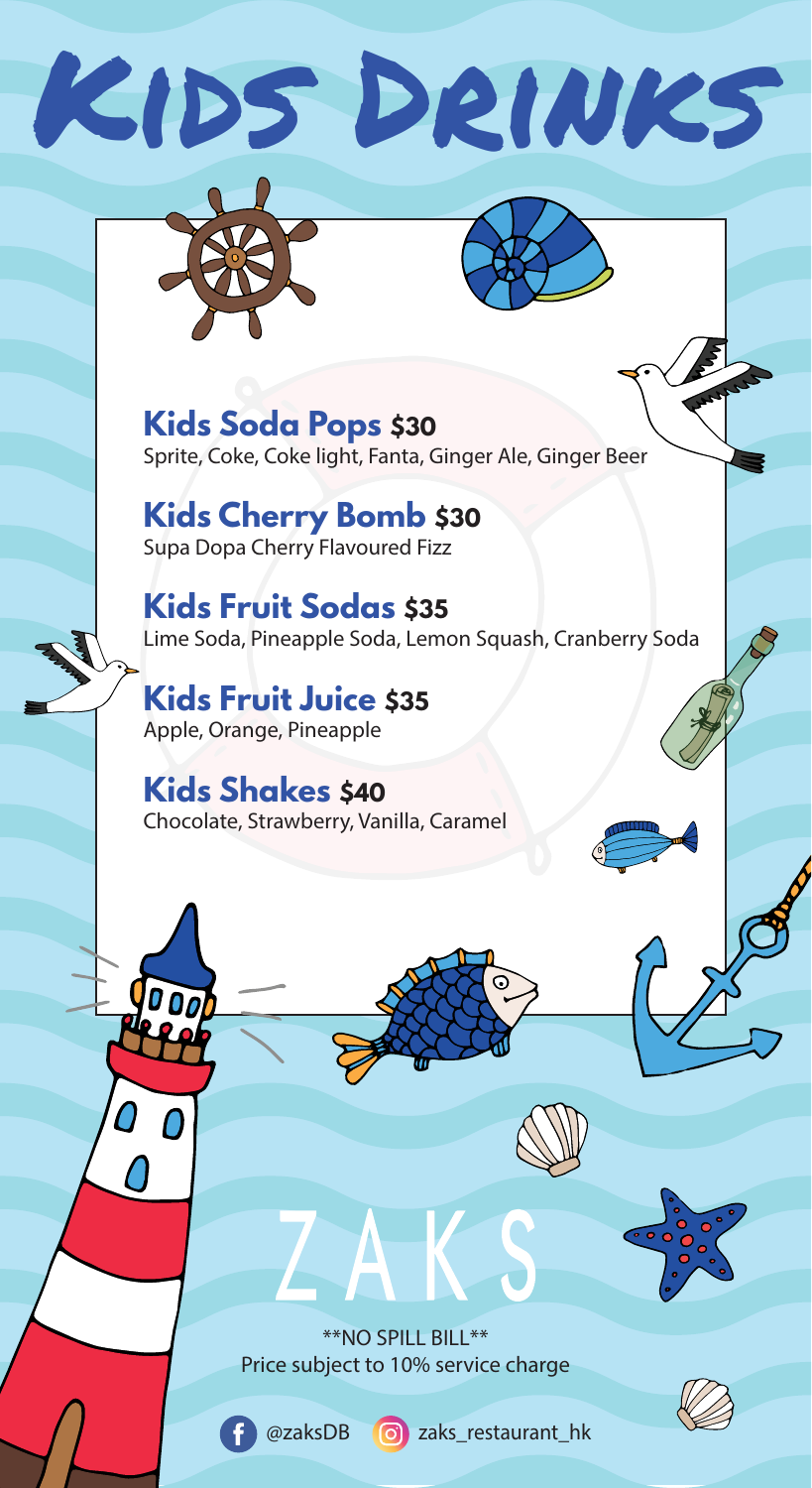# Kids Drinks

**Kids Soda Pops $30**
Sprite, Coke, Coke light, Fanta, Ginger Ale, Ginger Beer

**Kids Cherry Bomb $30**
Supa Dopa Cherry Flavoured Fizz

**Kids Fruit Sodas $35**
Lime Soda, Pineapple Soda, Lemon Squash, Cranberry Soda

**Kids Fruit Juice $35**
Apple, Orange, Pineapple

**Kids Shakes $40**
Chocolate, Strawberry, Vanilla, Caramel

ZAKS

**NO SPILL BILL**
Price subject to 10% service charge

@zaksDB zaks_restaurant_hk